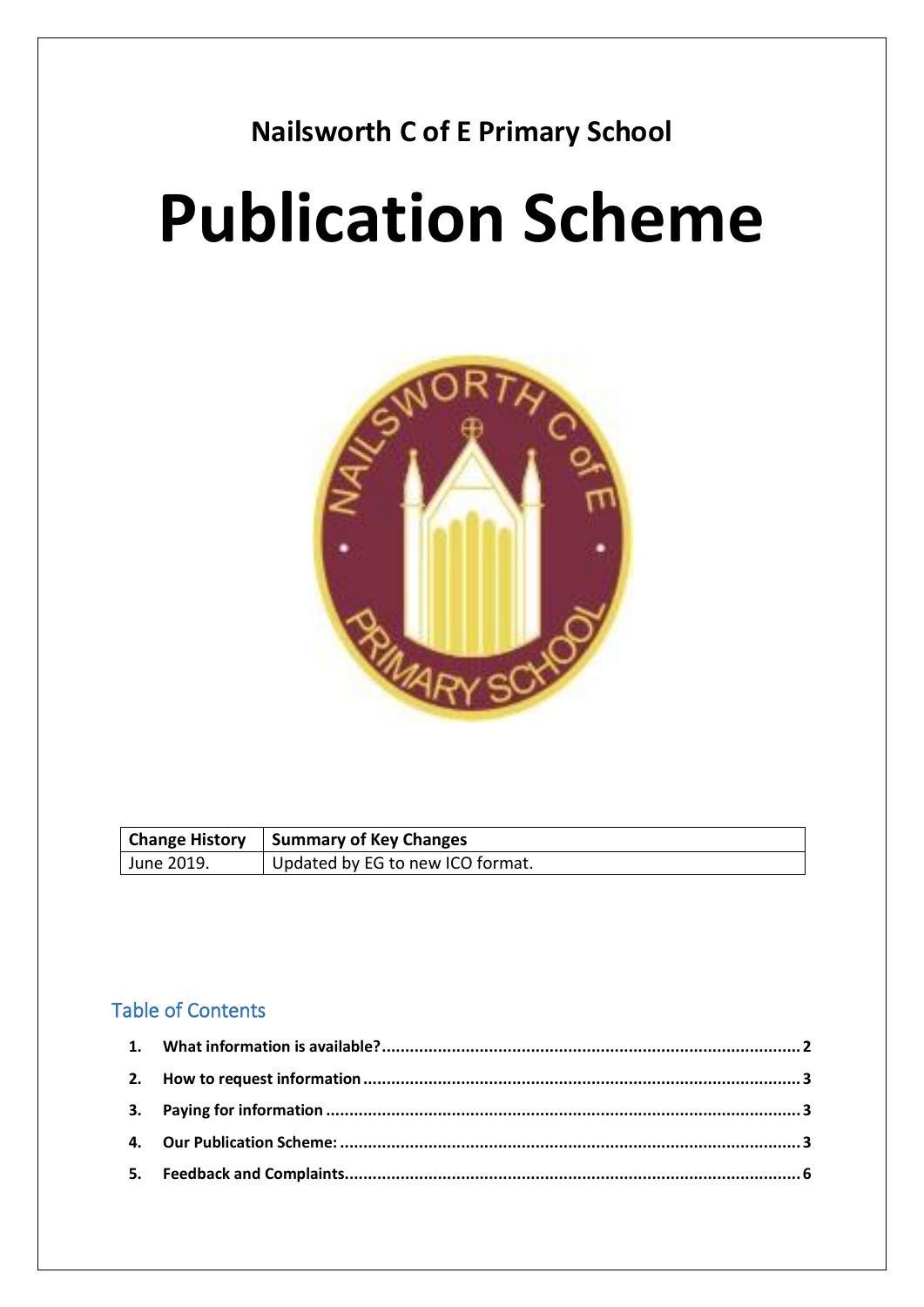**Nailsworth C of E Primary School**

# Publication Scheme

| Change History | Summary of Key Changes |
| --- | --- |
| June 2019. | Updated by EG to new ICO format. |

## Table of Contents

1. **What information is available?** ........ 2
2. **How to request information** ........ 3
3. **Paying for information** ........ 3
4. **Our Publication Scheme:** ........ 3
5. **Feedback and Complaints** ........ 6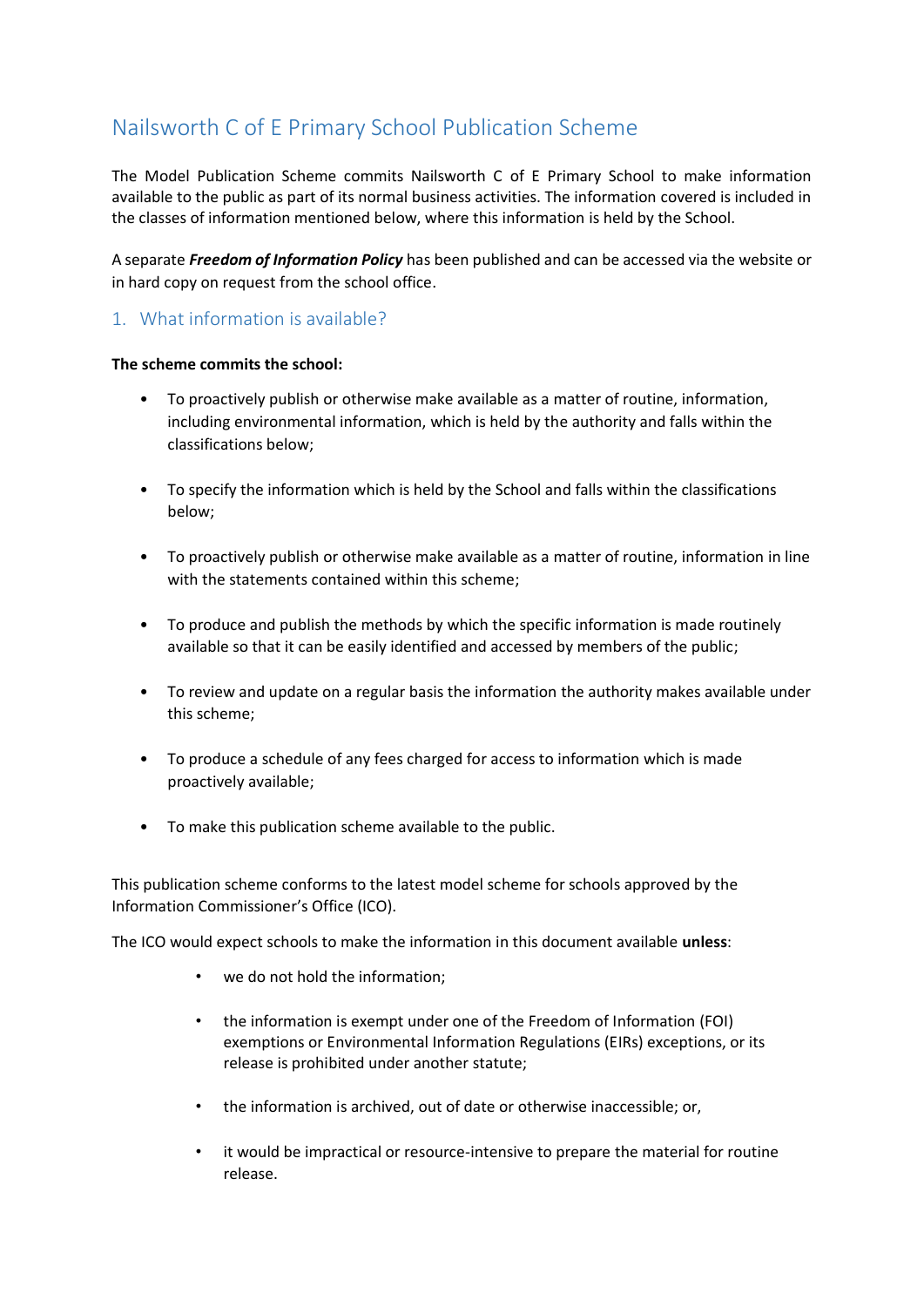# Nailsworth C of E Primary School Publication Scheme

The Model Publication Scheme commits Nailsworth C of E Primary School to make information available to the public as part of its normal business activities. The information covered is included in the classes of information mentioned below, where this information is held by the School.

A separate ***Freedom of Information Policy*** has been published and can be accessed via the website or in hard copy on request from the school office.

## 1. What information is available?

**The scheme commits the school:**

- To proactively publish or otherwise make available as a matter of routine, information, including environmental information, which is held by the authority and falls within the classifications below;
- To specify the information which is held by the School and falls within the classifications below;
- To proactively publish or otherwise make available as a matter of routine, information in line with the statements contained within this scheme;
- To produce and publish the methods by which the specific information is made routinely available so that it can be easily identified and accessed by members of the public;
- To review and update on a regular basis the information the authority makes available under this scheme;
- To produce a schedule of any fees charged for access to information which is made proactively available;
- To make this publication scheme available to the public.

This publication scheme conforms to the latest model scheme for schools approved by the Information Commissioner's Office (ICO).

The ICO would expect schools to make the information in this document available **unless**:

- we do not hold the information;
- the information is exempt under one of the Freedom of Information (FOI) exemptions or Environmental Information Regulations (EIRs) exceptions, or its release is prohibited under another statute;
- the information is archived, out of date or otherwise inaccessible; or,
- it would be impractical or resource-intensive to prepare the material for routine release.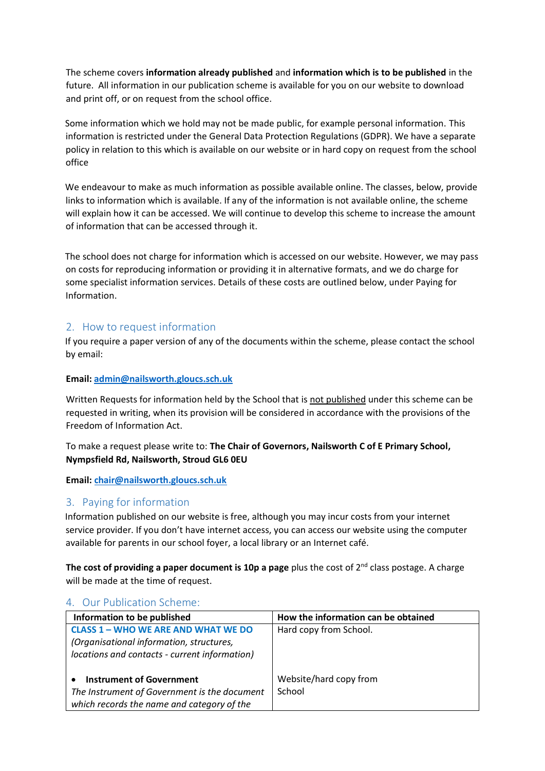The scheme covers **information already published** and **information which is to be published** in the future. All information in our publication scheme is available for you on our website to download and print off, or on request from the school office.

Some information which we hold may not be made public, for example personal information. This information is restricted under the General Data Protection Regulations (GDPR). We have a separate policy in relation to this which is available on our website or in hard copy on request from the school office

We endeavour to make as much information as possible available online. The classes, below, provide links to information which is available. If any of the information is not available online, the scheme will explain how it can be accessed. We will continue to develop this scheme to increase the amount of information that can be accessed through it.

The school does not charge for information which is accessed on our website. However, we may pass on costs for reproducing information or providing it in alternative formats, and we do charge for some specialist information services. Details of these costs are outlined below, under Paying for Information.

## 2. How to request information

If you require a paper version of any of the documents within the scheme, please contact the school by email:

**Email: admin@nailsworth.gloucs.sch.uk**

Written Requests for information held by the School that is not published under this scheme can be requested in writing, when its provision will be considered in accordance with the provisions of the Freedom of Information Act.

To make a request please write to: **The Chair of Governors, Nailsworth C of E Primary School, Nympsfield Rd, Nailsworth, Stroud GL6 0EU**

**Email: chair@nailsworth.gloucs.sch.uk**

## 3. Paying for information

Information published on our website is free, although you may incur costs from your internet service provider. If you don't have internet access, you can access our website using the computer available for parents in our school foyer, a local library or an Internet café.

**The cost of providing a paper document is 10p a page** plus the cost of 2nd class postage. A charge will be made at the time of request.

## 4. Our Publication Scheme:

| Information to be published | How the information can be obtained |
|---|---|
| **CLASS 1 – WHO WE ARE AND WHAT WE DO** *(Organisational information, structures, locations and contacts - current information)* | Hard copy from School. |
| • **Instrument of Government** *The Instrument of Government is the document which records the name and category of the* | Website/hard copy from School |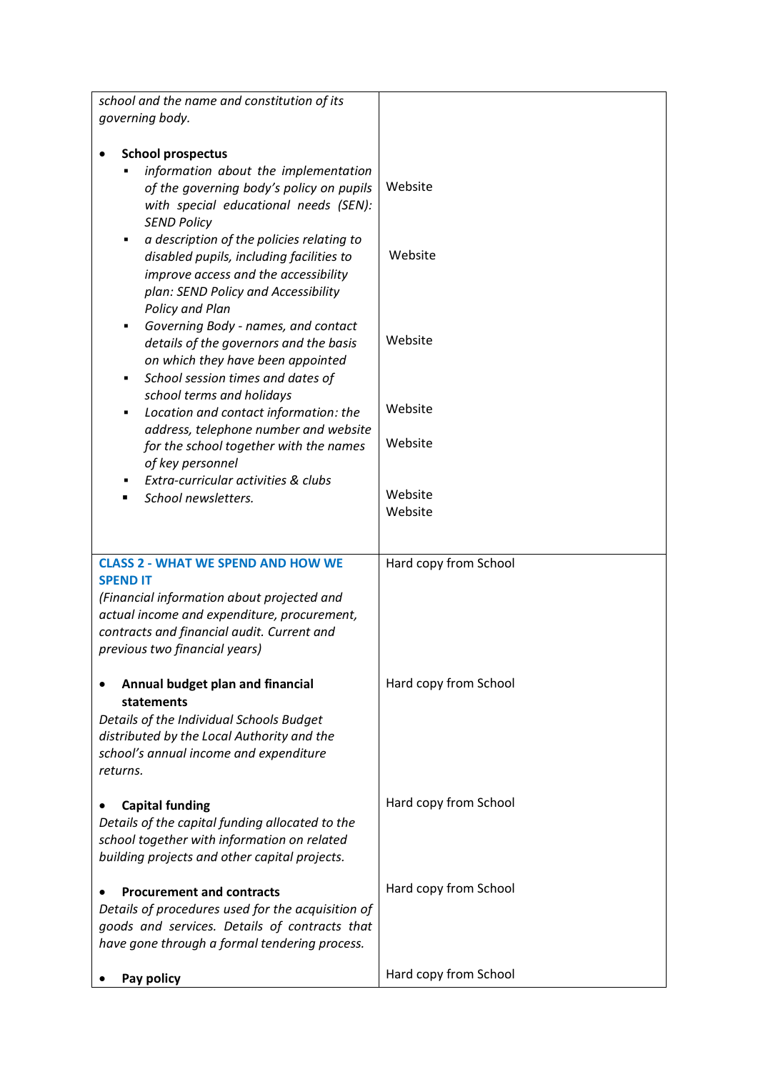| | |
|---|---|
| *school and the name and constitution of its governing body.* | |
| • **School prospectus** | |
| ▪ *information about the implementation of the governing body's policy on pupils with special educational needs (SEN): SEND Policy* | Website |
| ▪ *a description of the policies relating to disabled pupils, including facilities to improve access and the accessibility plan: SEND Policy and Accessibility Policy and Plan* | Website |
| ▪ *Governing Body - names, and contact details of the governors and the basis on which they have been appointed* | Website |
| ▪ *School session times and dates of school terms and holidays* | Website |
| ▪ *Location and contact information: the address, telephone number and website for the school together with the names of key personnel* | Website |
| ▪ *Extra-curricular activities & clubs* | Website |
| ▪ *School newsletters.* | Website |
| **CLASS 2 - WHAT WE SPEND AND HOW WE SPEND IT**<br>*(Financial information about projected and actual income and expenditure, procurement, contracts and financial audit. Current and previous two financial years)* | Hard copy from School |
| • **Annual budget plan and financial statements**<br>*Details of the Individual Schools Budget distributed by the Local Authority and the school's annual income and expenditure returns.* | Hard copy from School |
| • **Capital funding**<br>*Details of the capital funding allocated to the school together with information on related building projects and other capital projects.* | Hard copy from School |
| • **Procurement and contracts**<br>*Details of procedures used for the acquisition of goods and services. Details of contracts that have gone through a formal tendering process.* | Hard copy from School |
| • **Pay policy** | Hard copy from School |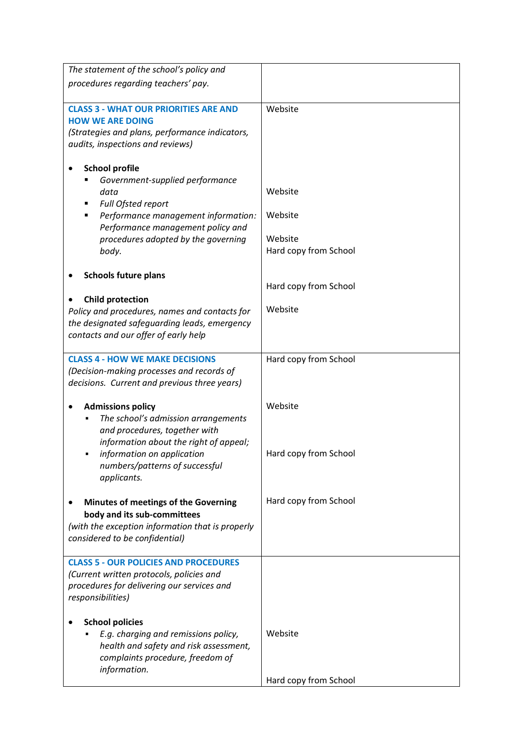| | |
|---|---|
| *The statement of the school's policy and procedures regarding teachers' pay.* | |
| **CLASS 3 - WHAT OUR PRIORITIES ARE AND HOW WE ARE DOING**<br>*(Strategies and plans, performance indicators, audits, inspections and reviews)*<br><br>• **School profile**<br>  ▪ *Government-supplied performance data*<br>  ▪ *Full Ofsted report*<br>  ▪ *Performance management information: Performance management policy and procedures adopted by the governing body.*<br><br>• **Schools future plans**<br><br>• **Child protection**<br>*Policy and procedures, names and contacts for the designated safeguarding leads, emergency contacts and our offer of early help* | Website<br><br><br><br><br>Website<br><br>Website<br><br>Website<br>Hard copy from School<br><br><br>Hard copy from School<br><br>Website |
| **CLASS 4 - HOW WE MAKE DECISIONS**<br>*(Decision-making processes and records of decisions. Current and previous three years)*<br><br>• **Admissions policy**<br>  ▪ *The school's admission arrangements and procedures, together with information about the right of appeal;*<br>  ▪ *information on application numbers/patterns of successful applicants.*<br><br>• **Minutes of meetings of the Governing body and its sub-committees**<br>*(with the exception information that is properly considered to be confidential)* | Hard copy from School<br><br><br><br>Website<br><br><br><br>Hard copy from School<br><br><br><br>Hard copy from School |
| **CLASS 5 - OUR POLICIES AND PROCEDURES**<br>*(Current written protocols, policies and procedures for delivering our services and responsibilities)*<br><br>• **School policies**<br>  ▪ *E.g. charging and remissions policy, health and safety and risk assessment, complaints procedure, freedom of information.* | <br><br><br><br><br><br>Website<br><br><br><br>Hard copy from School |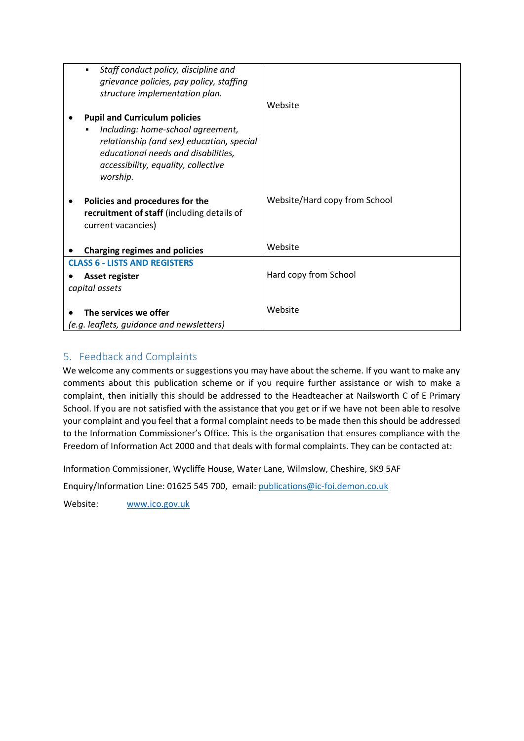| | |
|---|---|
| ▪ *Staff conduct policy, discipline and grievance policies, pay policy, staffing structure implementation plan.*<br><br>• **Pupil and Curriculum policies**<br>▪ *Including: home-school agreement, relationship (and sex) education, special educational needs and disabilities, accessibility, equality, collective worship.* | Website |
| • **Policies and procedures for the recruitment of staff** (including details of current vacancies) | Website/Hard copy from School |
| • **Charging regimes and policies** | Website |
| **CLASS 6 - LISTS AND REGISTERS**<br>• **Asset register**<br>*capital assets* | Hard copy from School |
| • **The services we offer**<br>*(e.g. leaflets, guidance and newsletters)* | Website |

## 5. Feedback and Complaints

We welcome any comments or suggestions you may have about the scheme. If you want to make any comments about this publication scheme or if you require further assistance or wish to make a complaint, then initially this should be addressed to the Headteacher at Nailsworth C of E Primary School. If you are not satisfied with the assistance that you get or if we have not been able to resolve your complaint and you feel that a formal complaint needs to be made then this should be addressed to the Information Commissioner's Office. This is the organisation that ensures compliance with the Freedom of Information Act 2000 and that deals with formal complaints. They can be contacted at:

Information Commissioner, Wycliffe House, Water Lane, Wilmslow, Cheshire, SK9 5AF

Enquiry/Information Line: 01625 545 700, email: publications@ic-foi.demon.co.uk

Website: www.ico.gov.uk